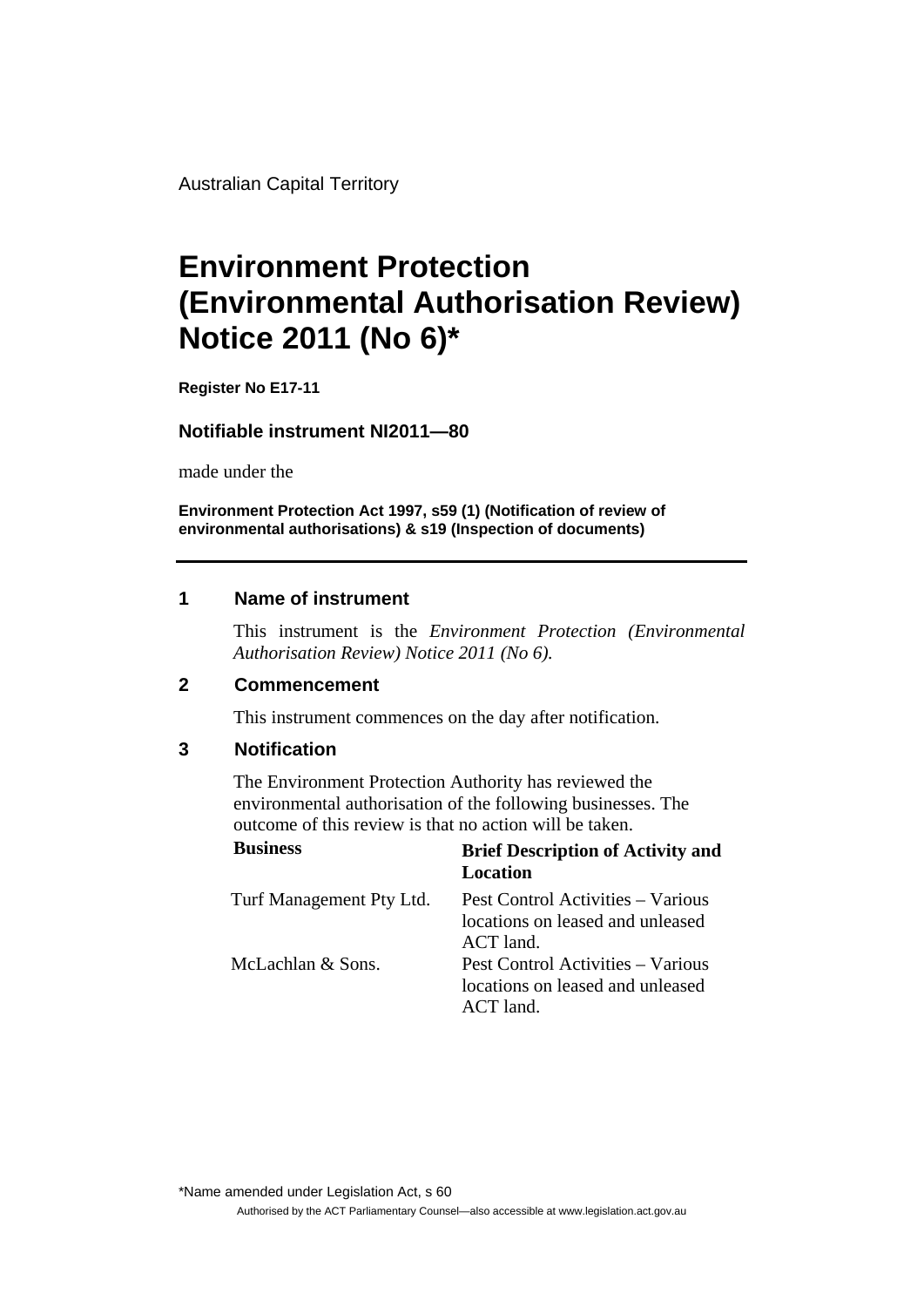Australian Capital Territory

# Environment Protection (Environmental Authorisation Review) Notice 2011 (No 6)*

**Register No E17-11**

**Notifiable instrument NI2011—80**

made under the

**Environment Protection Act 1997, s59 (1) (Notification of review of environmental authorisations) & s19 (Inspection of documents)**

---

## 1 Name of instrument

This instrument is the *Environment Protection (Environmental Authorisation Review) Notice 2011 (No 6).*

## 2 Commencement

This instrument commences on the day after notification.

## 3 Notification

The Environment Protection Authority has reviewed the environmental authorisation of the following businesses. The outcome of this review is that no action will be taken.

| **Business** | **Brief Description of Activity and Location** |
|---|---|
| Turf Management Pty Ltd. | Pest Control Activities – Various locations on leased and unleased ACT land. |
| McLachlan & Sons. | Pest Control Activities – Various locations on leased and unleased ACT land. |

*Name amended under Legislation Act, s 60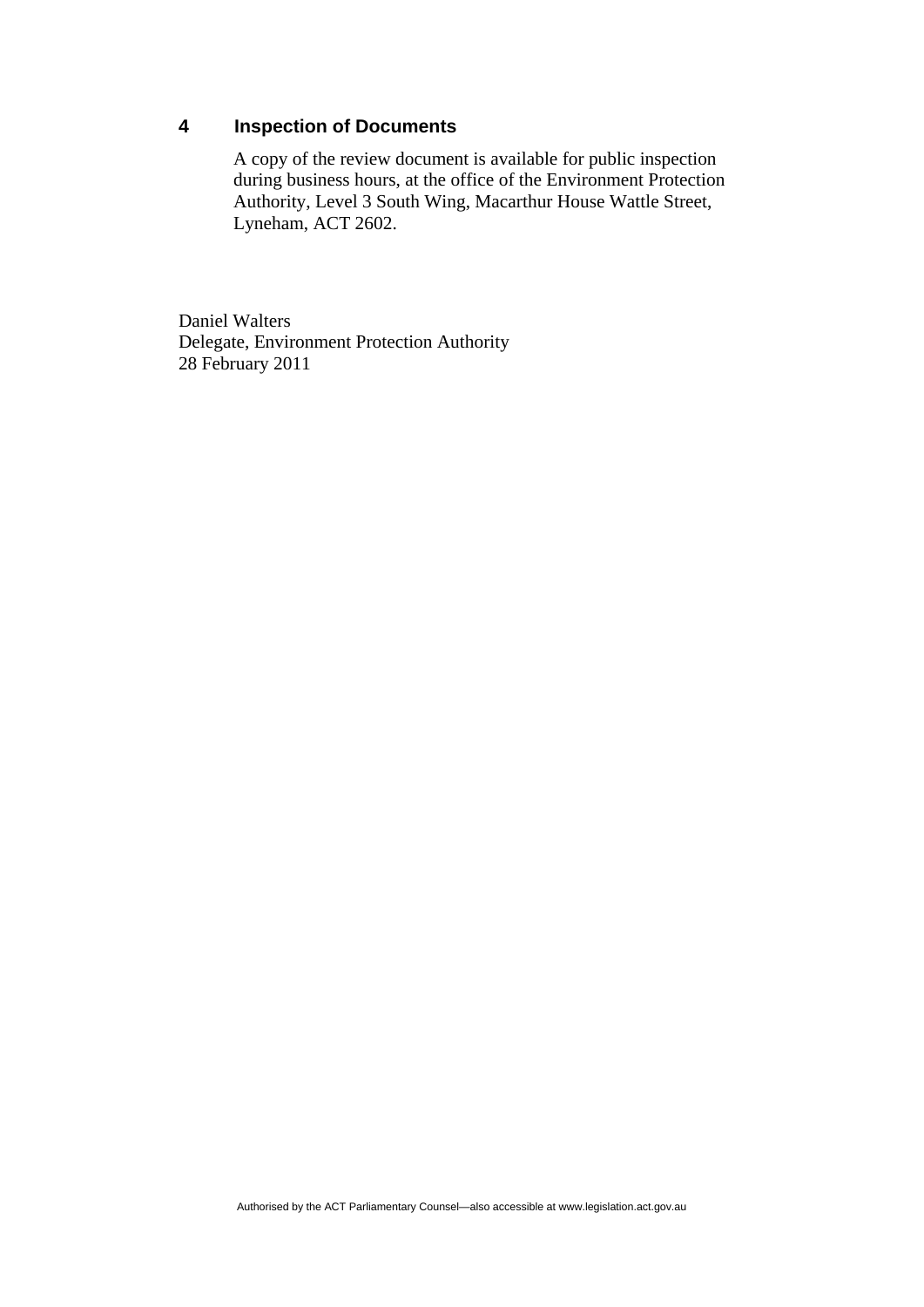## 4 Inspection of Documents

A copy of the review document is available for public inspection during business hours, at the office of the Environment Protection Authority, Level 3 South Wing, Macarthur House Wattle Street, Lyneham, ACT 2602.

Daniel Walters
Delegate, Environment Protection Authority
28 February 2011